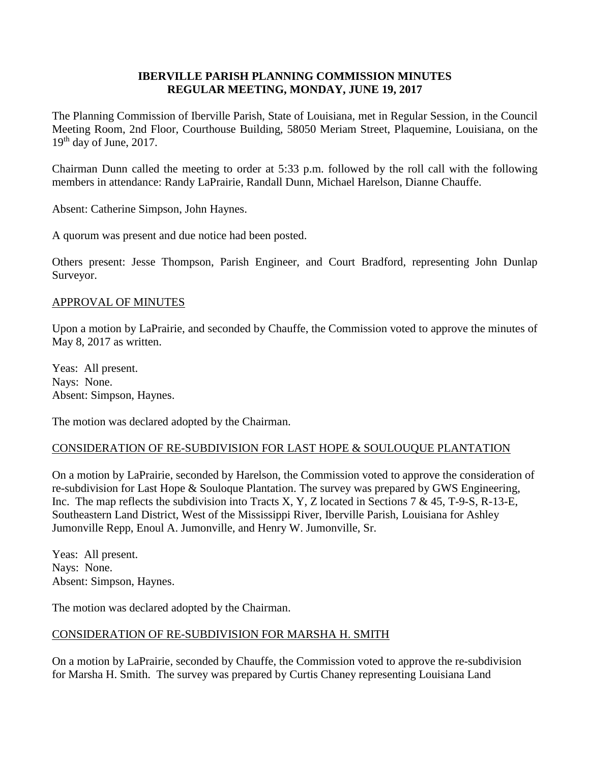# IBERVILLE PARISH PLANNING COMMISSION MINUTES
## REGULAR MEETING, MONDAY, JUNE 19, 2017

The Planning Commission of Iberville Parish, State of Louisiana, met in Regular Session, in the Council Meeting Room, 2nd Floor, Courthouse Building, 58050 Meriam Street, Plaquemine, Louisiana, on the 19th day of June, 2017.

Chairman Dunn called the meeting to order at 5:33 p.m. followed by the roll call with the following members in attendance: Randy LaPrairie, Randall Dunn, Michael Harelson, Dianne Chauffe.

Absent: Catherine Simpson, John Haynes.

A quorum was present and due notice had been posted.

Others present: Jesse Thompson, Parish Engineer, and Court Bradford, representing John Dunlap Surveyor.

<u>APPROVAL OF MINUTES</u>

Upon a motion by LaPrairie, and seconded by Chauffe, the Commission voted to approve the minutes of May 8, 2017 as written.

Yeas: All present.
Nays: None.
Absent: Simpson, Haynes.

The motion was declared adopted by the Chairman.

<u>CONSIDERATION OF RE-SUBDIVISION FOR LAST HOPE & SOULOUQUE PLANTATION</u>

On a motion by LaPrairie, seconded by Harelson, the Commission voted to approve the consideration of re-subdivision for Last Hope & Souloque Plantation. The survey was prepared by GWS Engineering, Inc. The map reflects the subdivision into Tracts X, Y, Z located in Sections 7 & 45, T-9-S, R-13-E, Southeastern Land District, West of the Mississippi River, Iberville Parish, Louisiana for Ashley Jumonville Repp, Enoul A. Jumonville, and Henry W. Jumonville, Sr.

Yeas: All present.
Nays: None.
Absent: Simpson, Haynes.

The motion was declared adopted by the Chairman.

<u>CONSIDERATION OF RE-SUBDIVISION FOR MARSHA H. SMITH</u>

On a motion by LaPrairie, seconded by Chauffe, the Commission voted to approve the re-subdivision for Marsha H. Smith. The survey was prepared by Curtis Chaney representing Louisiana Land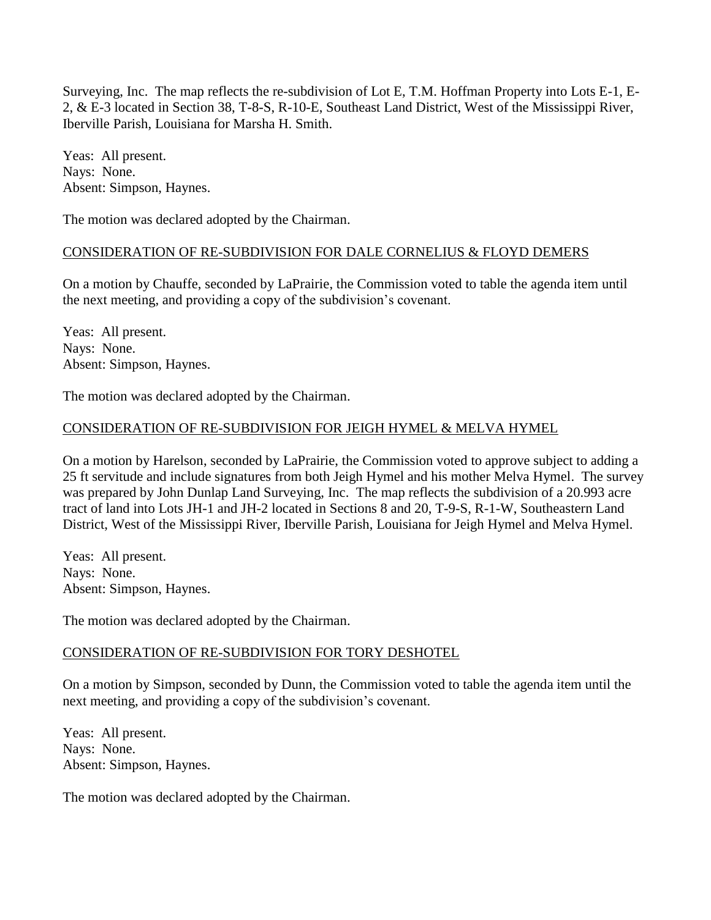Surveying, Inc. The map reflects the re-subdivision of Lot E, T.M. Hoffman Property into Lots E-1, E-2, & E-3 located in Section 38, T-8-S, R-10-E, Southeast Land District, West of the Mississippi River, Iberville Parish, Louisiana for Marsha H. Smith.

Yeas: All present.
Nays: None.
Absent: Simpson, Haynes.

The motion was declared adopted by the Chairman.

CONSIDERATION OF RE-SUBDIVISION FOR DALE CORNELIUS & FLOYD DEMERS

On a motion by Chauffe, seconded by LaPrairie, the Commission voted to table the agenda item until the next meeting, and providing a copy of the subdivision's covenant.

Yeas: All present.
Nays: None.
Absent: Simpson, Haynes.

The motion was declared adopted by the Chairman.

CONSIDERATION OF RE-SUBDIVISION FOR JEIGH HYMEL & MELVA HYMEL

On a motion by Harelson, seconded by LaPrairie, the Commission voted to approve subject to adding a 25 ft servitude and include signatures from both Jeigh Hymel and his mother Melva Hymel. The survey was prepared by John Dunlap Land Surveying, Inc. The map reflects the subdivision of a 20.993 acre tract of land into Lots JH-1 and JH-2 located in Sections 8 and 20, T-9-S, R-1-W, Southeastern Land District, West of the Mississippi River, Iberville Parish, Louisiana for Jeigh Hymel and Melva Hymel.

Yeas: All present.
Nays: None.
Absent: Simpson, Haynes.

The motion was declared adopted by the Chairman.

CONSIDERATION OF RE-SUBDIVISION FOR TORY DESHOTEL

On a motion by Simpson, seconded by Dunn, the Commission voted to table the agenda item until the next meeting, and providing a copy of the subdivision's covenant.

Yeas: All present.
Nays: None.
Absent: Simpson, Haynes.

The motion was declared adopted by the Chairman.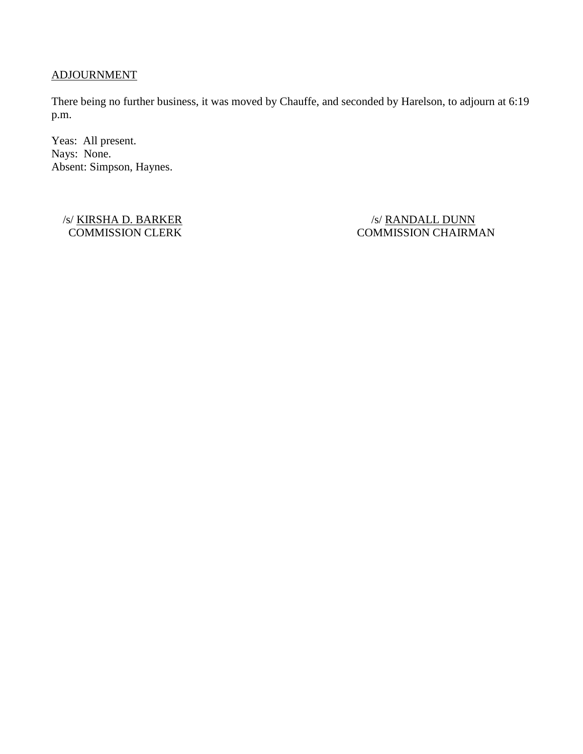ADJOURNMENT

There being no further business, it was moved by Chauffe, and seconded by Harelson, to adjourn at 6:19 p.m.

Yeas: All present.
Nays: None.
Absent: Simpson, Haynes.

/s/ KIRSHA D. BARKER
COMMISSION CLERK

/s/ RANDALL DUNN
COMMISSION CHAIRMAN